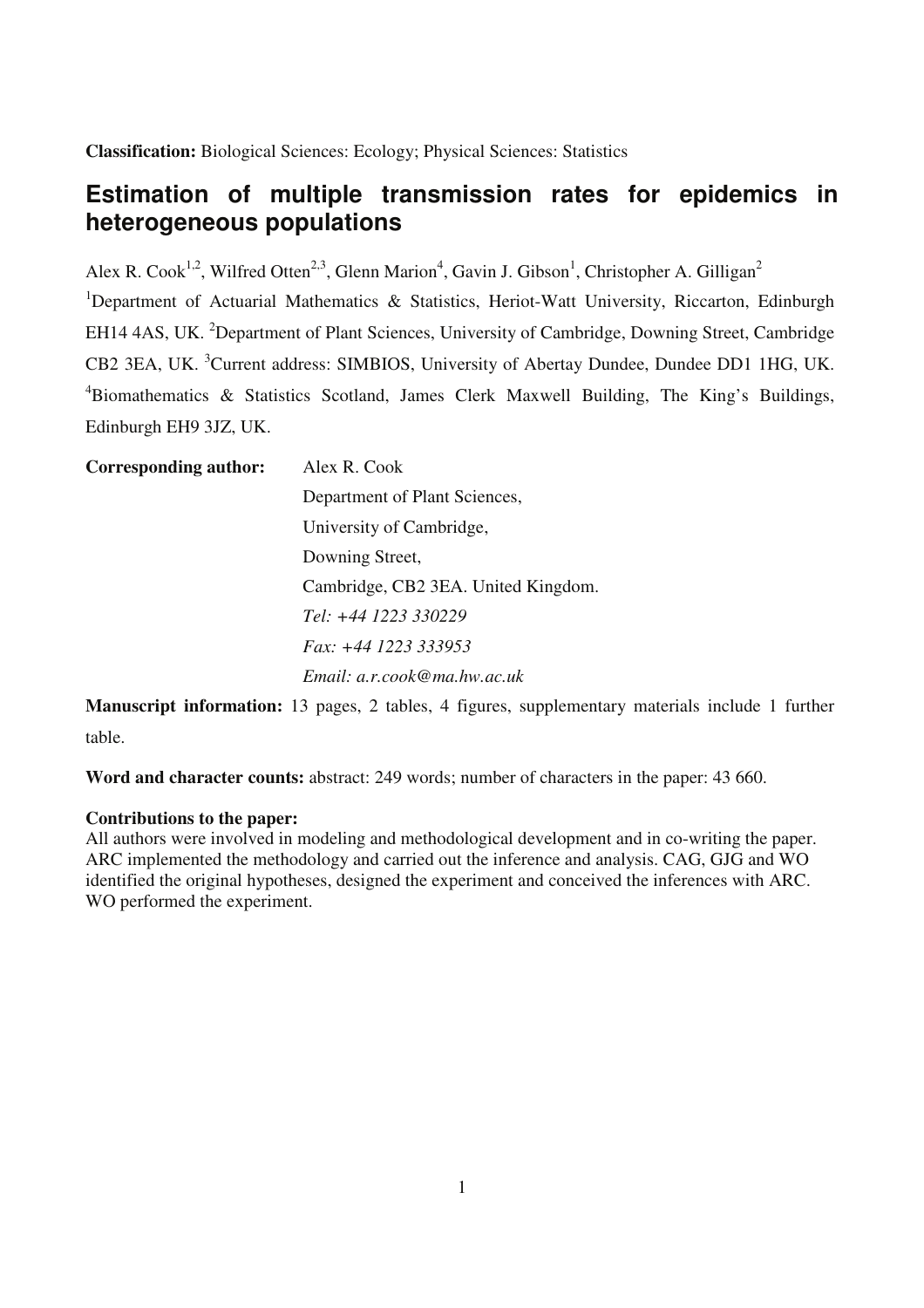**Classification:** Biological Sciences: Ecology; Physical Sciences: Statistics

# Estimation of multiple transmission rates for epidemics in heterogeneous populations

Alex R. Cook[1,2], Wilfred Otten[2,3], Glenn Marion[4], Gavin J. Gibson[1], Christopher A. Gilligan[2]

[1]Department of Actuarial Mathematics & Statistics, Heriot-Watt University, Riccarton, Edinburgh EH14 4AS, UK. [2]Department of Plant Sciences, University of Cambridge, Downing Street, Cambridge CB2 3EA, UK. [3]Current address: SIMBIOS, University of Abertay Dundee, Dundee DD1 1HG, UK. [4]Biomathematics & Statistics Scotland, James Clerk Maxwell Building, The King's Buildings, Edinburgh EH9 3JZ, UK.

**Corresponding author:** Alex R. Cook
Department of Plant Sciences,
University of Cambridge,
Downing Street,
Cambridge, CB2 3EA. United Kingdom.
*Tel: +44 1223 330229*
*Fax: +44 1223 333953*
*Email: a.r.cook@ma.hw.ac.uk*

**Manuscript information:** 13 pages, 2 tables, 4 figures, supplementary materials include 1 further table.

**Word and character counts:** abstract: 249 words; number of characters in the paper: 43 660.

**Contributions to the paper:**
All authors were involved in modeling and methodological development and in co-writing the paper. ARC implemented the methodology and carried out the inference and analysis. CAG, GJG and WO identified the original hypotheses, designed the experiment and conceived the inferences with ARC. WO performed the experiment.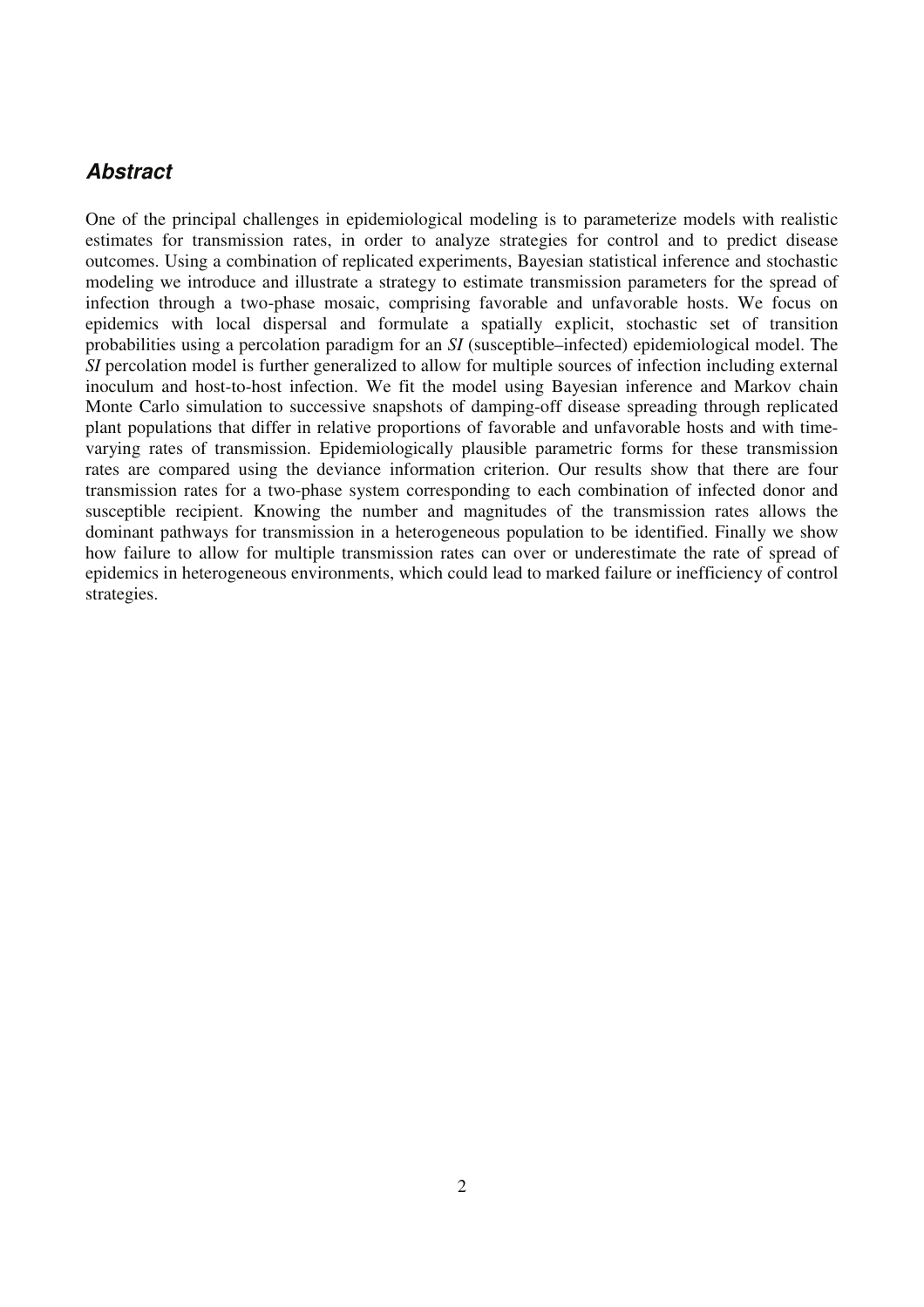## *Abstract*

One of the principal challenges in epidemiological modeling is to parameterize models with realistic estimates for transmission rates, in order to analyze strategies for control and to predict disease outcomes. Using a combination of replicated experiments, Bayesian statistical inference and stochastic modeling we introduce and illustrate a strategy to estimate transmission parameters for the spread of infection through a two-phase mosaic, comprising favorable and unfavorable hosts. We focus on epidemics with local dispersal and formulate a spatially explicit, stochastic set of transition probabilities using a percolation paradigm for an *SI* (susceptible–infected) epidemiological model. The *SI* percolation model is further generalized to allow for multiple sources of infection including external inoculum and host-to-host infection. We fit the model using Bayesian inference and Markov chain Monte Carlo simulation to successive snapshots of damping-off disease spreading through replicated plant populations that differ in relative proportions of favorable and unfavorable hosts and with time-varying rates of transmission. Epidemiologically plausible parametric forms for these transmission rates are compared using the deviance information criterion. Our results show that there are four transmission rates for a two-phase system corresponding to each combination of infected donor and susceptible recipient. Knowing the number and magnitudes of the transmission rates allows the dominant pathways for transmission in a heterogeneous population to be identified. Finally we show how failure to allow for multiple transmission rates can over or underestimate the rate of spread of epidemics in heterogeneous environments, which could lead to marked failure or inefficiency of control strategies.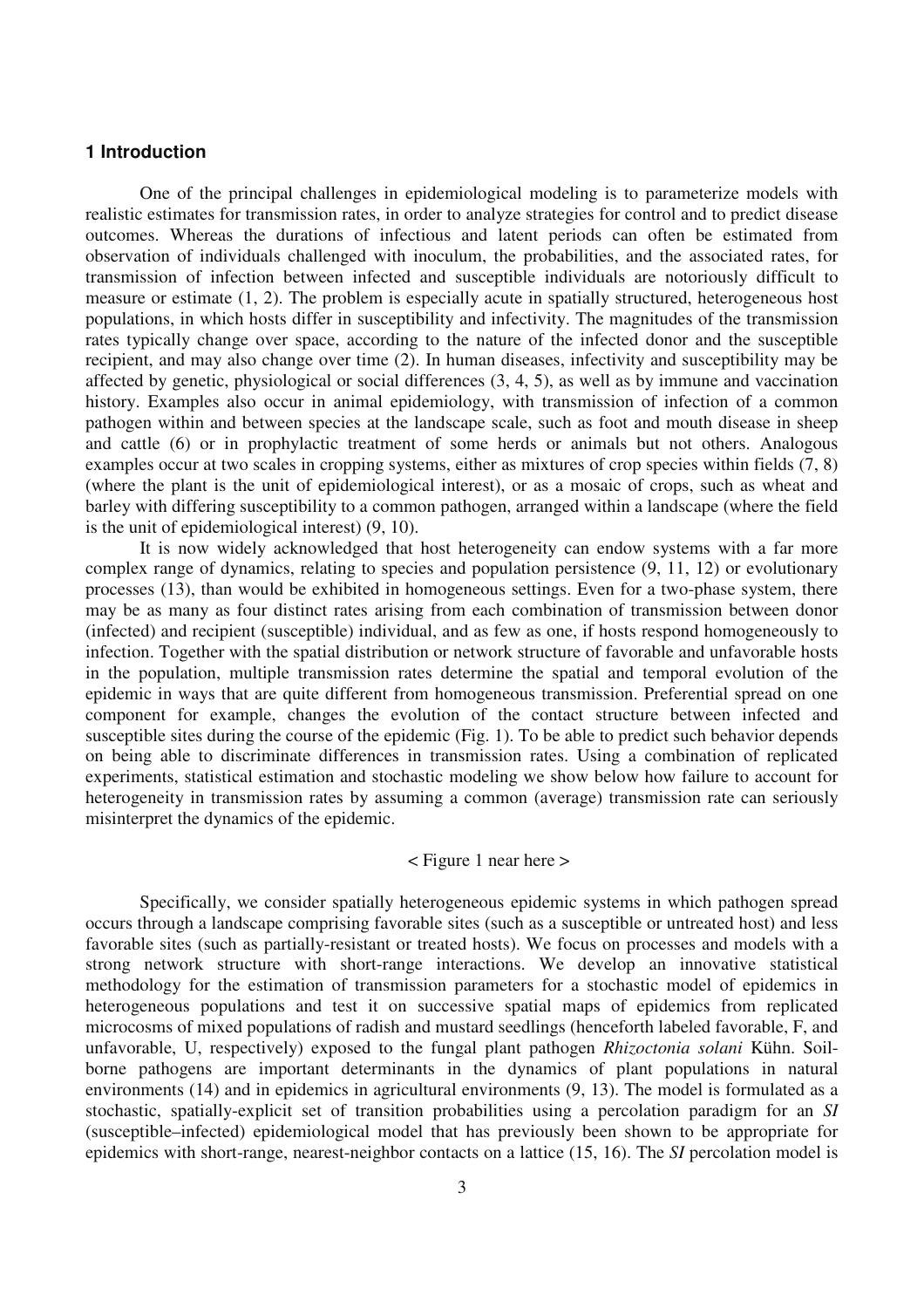## 1 Introduction

One of the principal challenges in epidemiological modeling is to parameterize models with realistic estimates for transmission rates, in order to analyze strategies for control and to predict disease outcomes. Whereas the durations of infectious and latent periods can often be estimated from observation of individuals challenged with inoculum, the probabilities, and the associated rates, for transmission of infection between infected and susceptible individuals are notoriously difficult to measure or estimate (1, 2). The problem is especially acute in spatially structured, heterogeneous host populations, in which hosts differ in susceptibility and infectivity. The magnitudes of the transmission rates typically change over space, according to the nature of the infected donor and the susceptible recipient, and may also change over time (2). In human diseases, infectivity and susceptibility may be affected by genetic, physiological or social differences (3, 4, 5), as well as by immune and vaccination history. Examples also occur in animal epidemiology, with transmission of infection of a common pathogen within and between species at the landscape scale, such as foot and mouth disease in sheep and cattle (6) or in prophylactic treatment of some herds or animals but not others. Analogous examples occur at two scales in cropping systems, either as mixtures of crop species within fields (7, 8) (where the plant is the unit of epidemiological interest), or as a mosaic of crops, such as wheat and barley with differing susceptibility to a common pathogen, arranged within a landscape (where the field is the unit of epidemiological interest) (9, 10).

It is now widely acknowledged that host heterogeneity can endow systems with a far more complex range of dynamics, relating to species and population persistence (9, 11, 12) or evolutionary processes (13), than would be exhibited in homogeneous settings. Even for a two-phase system, there may be as many as four distinct rates arising from each combination of transmission between donor (infected) and recipient (susceptible) individual, and as few as one, if hosts respond homogeneously to infection. Together with the spatial distribution or network structure of favorable and unfavorable hosts in the population, multiple transmission rates determine the spatial and temporal evolution of the epidemic in ways that are quite different from homogeneous transmission. Preferential spread on one component for example, changes the evolution of the contact structure between infected and susceptible sites during the course of the epidemic (Fig. 1). To be able to predict such behavior depends on being able to discriminate differences in transmission rates. Using a combination of replicated experiments, statistical estimation and stochastic modeling we show below how failure to account for heterogeneity in transmission rates by assuming a common (average) transmission rate can seriously misinterpret the dynamics of the epidemic.

< Figure 1 near here >

Specifically, we consider spatially heterogeneous epidemic systems in which pathogen spread occurs through a landscape comprising favorable sites (such as a susceptible or untreated host) and less favorable sites (such as partially-resistant or treated hosts). We focus on processes and models with a strong network structure with short-range interactions. We develop an innovative statistical methodology for the estimation of transmission parameters for a stochastic model of epidemics in heterogeneous populations and test it on successive spatial maps of epidemics from replicated microcosms of mixed populations of radish and mustard seedlings (henceforth labeled favorable, F, and unfavorable, U, respectively) exposed to the fungal plant pathogen *Rhizoctonia solani* Kühn. Soil-borne pathogens are important determinants in the dynamics of plant populations in natural environments (14) and in epidemics in agricultural environments (9, 13). The model is formulated as a stochastic, spatially-explicit set of transition probabilities using a percolation paradigm for an *SI* (susceptible–infected) epidemiological model that has previously been shown to be appropriate for epidemics with short-range, nearest-neighbor contacts on a lattice (15, 16). The *SI* percolation model is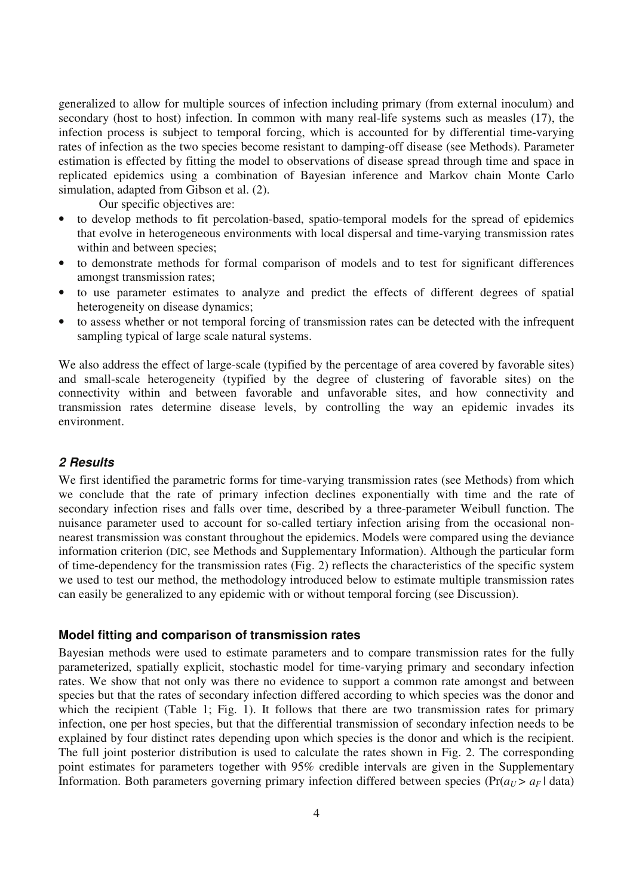generalized to allow for multiple sources of infection including primary (from external inoculum) and secondary (host to host) infection. In common with many real-life systems such as measles (17), the infection process is subject to temporal forcing, which is accounted for by differential time-varying rates of infection as the two species become resistant to damping-off disease (see Methods). Parameter estimation is effected by fitting the model to observations of disease spread through time and space in replicated epidemics using a combination of Bayesian inference and Markov chain Monte Carlo simulation, adapted from Gibson et al. (2).

Our specific objectives are:

- to develop methods to fit percolation-based, spatio-temporal models for the spread of epidemics that evolve in heterogeneous environments with local dispersal and time-varying transmission rates within and between species;
- to demonstrate methods for formal comparison of models and to test for significant differences amongst transmission rates;
- to use parameter estimates to analyze and predict the effects of different degrees of spatial heterogeneity on disease dynamics;
- to assess whether or not temporal forcing of transmission rates can be detected with the infrequent sampling typical of large scale natural systems.

We also address the effect of large-scale (typified by the percentage of area covered by favorable sites) and small-scale heterogeneity (typified by the degree of clustering of favorable sites) on the connectivity within and between favorable and unfavorable sites, and how connectivity and transmission rates determine disease levels, by controlling the way an epidemic invades its environment.

## 2 Results

We first identified the parametric forms for time-varying transmission rates (see Methods) from which we conclude that the rate of primary infection declines exponentially with time and the rate of secondary infection rises and falls over time, described by a three-parameter Weibull function. The nuisance parameter used to account for so-called tertiary infection arising from the occasional non-nearest transmission was constant throughout the epidemics. Models were compared using the deviance information criterion (DIC, see Methods and Supplementary Information). Although the particular form of time-dependency for the transmission rates (Fig. 2) reflects the characteristics of the specific system we used to test our method, the methodology introduced below to estimate multiple transmission rates can easily be generalized to any epidemic with or without temporal forcing (see Discussion).

### Model fitting and comparison of transmission rates

Bayesian methods were used to estimate parameters and to compare transmission rates for the fully parameterized, spatially explicit, stochastic model for time-varying primary and secondary infection rates. We show that not only was there no evidence to support a common rate amongst and between species but that the rates of secondary infection differed according to which species was the donor and which the recipient (Table 1; Fig. 1). It follows that there are two transmission rates for primary infection, one per host species, but that the differential transmission of secondary infection needs to be explained by four distinct rates depending upon which species is the donor and which is the recipient. The full joint posterior distribution is used to calculate the rates shown in Fig. 2. The corresponding point estimates for parameters together with 95% credible intervals are given in the Supplementary Information. Both parameters governing primary infection differed between species ($\Pr(a_U > a_F \mid \text{data})$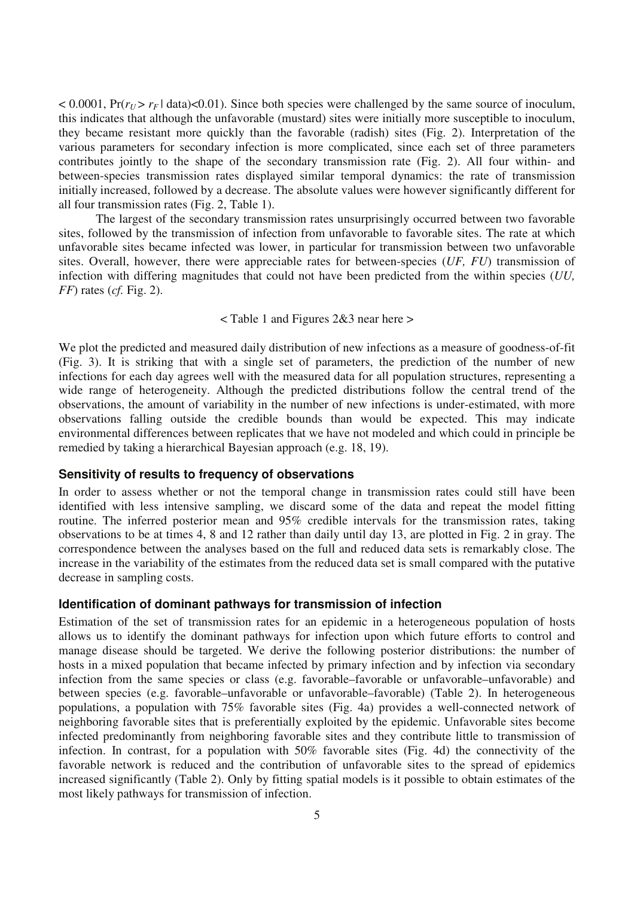$< 0.0001$, $\Pr(r_U > r_F \mid \text{data}) < 0.01$). Since both species were challenged by the same source of inoculum, this indicates that although the unfavorable (mustard) sites were initially more susceptible to inoculum, they became resistant more quickly than the favorable (radish) sites (Fig. 2). Interpretation of the various parameters for secondary infection is more complicated, since each set of three parameters contributes jointly to the shape of the secondary transmission rate (Fig. 2). All four within- and between-species transmission rates displayed similar temporal dynamics: the rate of transmission initially increased, followed by a decrease. The absolute values were however significantly different for all four transmission rates (Fig. 2, Table 1).

The largest of the secondary transmission rates unsurprisingly occurred between two favorable sites, followed by the transmission of infection from unfavorable to favorable sites. The rate at which unfavorable sites became infected was lower, in particular for transmission between two unfavorable sites. Overall, however, there were appreciable rates for between-species (*UF, FU*) transmission of infection with differing magnitudes that could not have been predicted from the within species (*UU, FF*) rates (*cf.* Fig. 2).

< Table 1 and Figures 2&3 near here >

We plot the predicted and measured daily distribution of new infections as a measure of goodness-of-fit (Fig. 3). It is striking that with a single set of parameters, the prediction of the number of new infections for each day agrees well with the measured data for all population structures, representing a wide range of heterogeneity. Although the predicted distributions follow the central trend of the observations, the amount of variability in the number of new infections is under-estimated, with more observations falling outside the credible bounds than would be expected. This may indicate environmental differences between replicates that we have not modeled and which could in principle be remedied by taking a hierarchical Bayesian approach (e.g. 18, 19).

### Sensitivity of results to frequency of observations

In order to assess whether or not the temporal change in transmission rates could still have been identified with less intensive sampling, we discard some of the data and repeat the model fitting routine. The inferred posterior mean and 95% credible intervals for the transmission rates, taking observations to be at times 4, 8 and 12 rather than daily until day 13, are plotted in Fig. 2 in gray. The correspondence between the analyses based on the full and reduced data sets is remarkably close. The increase in the variability of the estimates from the reduced data set is small compared with the putative decrease in sampling costs.

### Identification of dominant pathways for transmission of infection

Estimation of the set of transmission rates for an epidemic in a heterogeneous population of hosts allows us to identify the dominant pathways for infection upon which future efforts to control and manage disease should be targeted. We derive the following posterior distributions: the number of hosts in a mixed population that became infected by primary infection and by infection via secondary infection from the same species or class (e.g. favorable–favorable or unfavorable–unfavorable) and between species (e.g. favorable–unfavorable or unfavorable–favorable) (Table 2). In heterogeneous populations, a population with 75% favorable sites (Fig. 4a) provides a well-connected network of neighboring favorable sites that is preferentially exploited by the epidemic. Unfavorable sites become infected predominantly from neighboring favorable sites and they contribute little to transmission of infection. In contrast, for a population with 50% favorable sites (Fig. 4d) the connectivity of the favorable network is reduced and the contribution of unfavorable sites to the spread of epidemics increased significantly (Table 2). Only by fitting spatial models is it possible to obtain estimates of the most likely pathways for transmission of infection.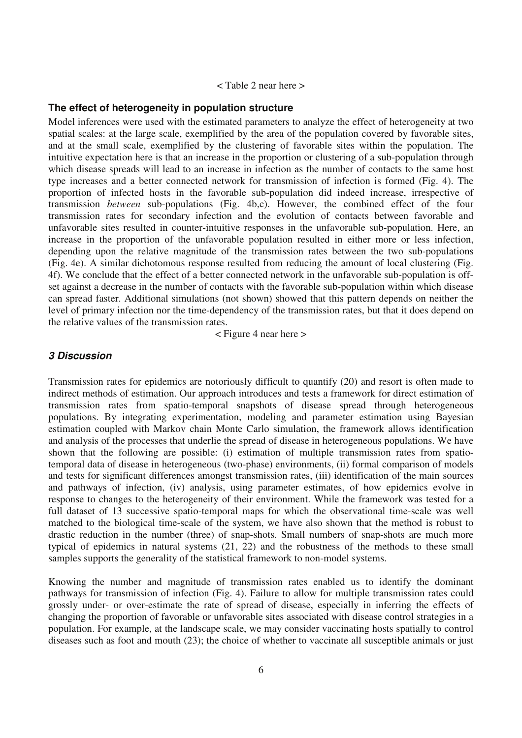< Table 2 near here >

### The effect of heterogeneity in population structure

Model inferences were used with the estimated parameters to analyze the effect of heterogeneity at two spatial scales: at the large scale, exemplified by the area of the population covered by favorable sites, and at the small scale, exemplified by the clustering of favorable sites within the population. The intuitive expectation here is that an increase in the proportion or clustering of a sub-population through which disease spreads will lead to an increase in infection as the number of contacts to the same host type increases and a better connected network for transmission of infection is formed (Fig. 4). The proportion of infected hosts in the favorable sub-population did indeed increase, irrespective of transmission *between* sub-populations (Fig. 4b,c). However, the combined effect of the four transmission rates for secondary infection and the evolution of contacts between favorable and unfavorable sites resulted in counter-intuitive responses in the unfavorable sub-population. Here, an increase in the proportion of the unfavorable population resulted in either more or less infection, depending upon the relative magnitude of the transmission rates between the two sub-populations (Fig. 4e). A similar dichotomous response resulted from reducing the amount of local clustering (Fig. 4f). We conclude that the effect of a better connected network in the unfavorable sub-population is off-set against a decrease in the number of contacts with the favorable sub-population within which disease can spread faster. Additional simulations (not shown) showed that this pattern depends on neither the level of primary infection nor the time-dependency of the transmission rates, but that it does depend on the relative values of the transmission rates.

< Figure 4 near here >

## *3 Discussion*

Transmission rates for epidemics are notoriously difficult to quantify (20) and resort is often made to indirect methods of estimation. Our approach introduces and tests a framework for direct estimation of transmission rates from spatio-temporal snapshots of disease spread through heterogeneous populations. By integrating experimentation, modeling and parameter estimation using Bayesian estimation coupled with Markov chain Monte Carlo simulation, the framework allows identification and analysis of the processes that underlie the spread of disease in heterogeneous populations. We have shown that the following are possible: (i) estimation of multiple transmission rates from spatio-temporal data of disease in heterogeneous (two-phase) environments, (ii) formal comparison of models and tests for significant differences amongst transmission rates, (iii) identification of the main sources and pathways of infection, (iv) analysis, using parameter estimates, of how epidemics evolve in response to changes to the heterogeneity of their environment. While the framework was tested for a full dataset of 13 successive spatio-temporal maps for which the observational time-scale was well matched to the biological time-scale of the system, we have also shown that the method is robust to drastic reduction in the number (three) of snap-shots. Small numbers of snap-shots are much more typical of epidemics in natural systems (21, 22) and the robustness of the methods to these small samples supports the generality of the statistical framework to non-model systems.

Knowing the number and magnitude of transmission rates enabled us to identify the dominant pathways for transmission of infection (Fig. 4). Failure to allow for multiple transmission rates could grossly under- or over-estimate the rate of spread of disease, especially in inferring the effects of changing the proportion of favorable or unfavorable sites associated with disease control strategies in a population. For example, at the landscape scale, we may consider vaccinating hosts spatially to control diseases such as foot and mouth (23); the choice of whether to vaccinate all susceptible animals or just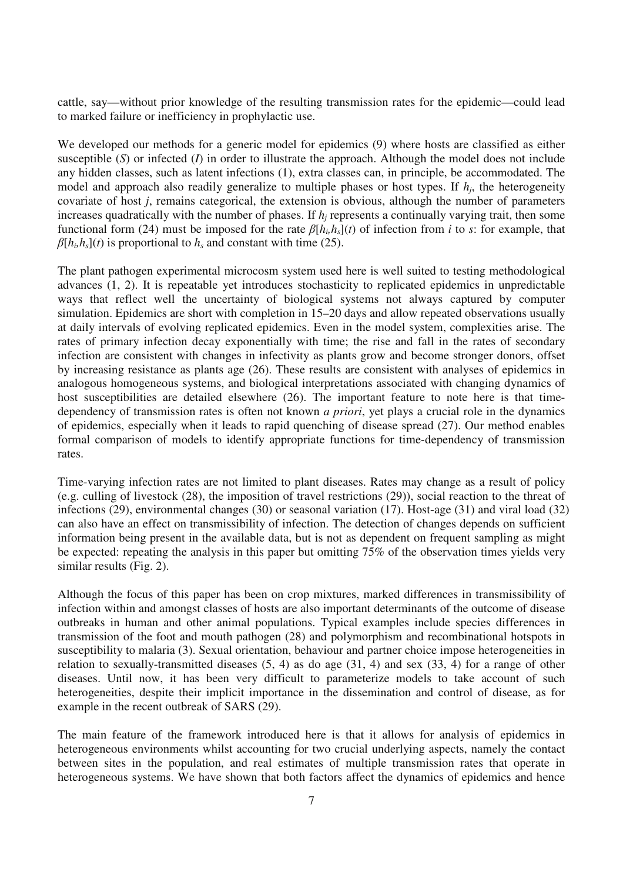cattle, say—without prior knowledge of the resulting transmission rates for the epidemic—could lead to marked failure or inefficiency in prophylactic use.

We developed our methods for a generic model for epidemics (9) where hosts are classified as either susceptible ($S$) or infected ($I$) in order to illustrate the approach. Although the model does not include any hidden classes, such as latent infections (1), extra classes can, in principle, be accommodated. The model and approach also readily generalize to multiple phases or host types. If $h_j$, the heterogeneity covariate of host $j$, remains categorical, the extension is obvious, although the number of parameters increases quadratically with the number of phases. If $h_j$ represents a continually varying trait, then some functional form (24) must be imposed for the rate $\beta[h_i,h_s](t)$ of infection from $i$ to $s$: for example, that $\beta[h_i,h_s](t)$ is proportional to $h_s$ and constant with time (25).

The plant pathogen experimental microcosm system used here is well suited to testing methodological advances (1, 2). It is repeatable yet introduces stochasticity to replicated epidemics in unpredictable ways that reflect well the uncertainty of biological systems not always captured by computer simulation. Epidemics are short with completion in 15–20 days and allow repeated observations usually at daily intervals of evolving replicated epidemics. Even in the model system, complexities arise. The rates of primary infection decay exponentially with time; the rise and fall in the rates of secondary infection are consistent with changes in infectivity as plants grow and become stronger donors, offset by increasing resistance as plants age (26). These results are consistent with analyses of epidemics in analogous homogeneous systems, and biological interpretations associated with changing dynamics of host susceptibilities are detailed elsewhere (26). The important feature to note here is that time-dependency of transmission rates is often not known *a priori*, yet plays a crucial role in the dynamics of epidemics, especially when it leads to rapid quenching of disease spread (27). Our method enables formal comparison of models to identify appropriate functions for time-dependency of transmission rates.

Time-varying infection rates are not limited to plant diseases. Rates may change as a result of policy (e.g. culling of livestock (28), the imposition of travel restrictions (29)), social reaction to the threat of infections (29), environmental changes (30) or seasonal variation (17). Host-age (31) and viral load (32) can also have an effect on transmissibility of infection. The detection of changes depends on sufficient information being present in the available data, but is not as dependent on frequent sampling as might be expected: repeating the analysis in this paper but omitting 75% of the observation times yields very similar results (Fig. 2).

Although the focus of this paper has been on crop mixtures, marked differences in transmissibility of infection within and amongst classes of hosts are also important determinants of the outcome of disease outbreaks in human and other animal populations. Typical examples include species differences in transmission of the foot and mouth pathogen (28) and polymorphism and recombinational hotspots in susceptibility to malaria (3). Sexual orientation, behaviour and partner choice impose heterogeneities in relation to sexually-transmitted diseases (5, 4) as do age (31, 4) and sex (33, 4) for a range of other diseases. Until now, it has been very difficult to parameterize models to take account of such heterogeneities, despite their implicit importance in the dissemination and control of disease, as for example in the recent outbreak of SARS (29).

The main feature of the framework introduced here is that it allows for analysis of epidemics in heterogeneous environments whilst accounting for two crucial underlying aspects, namely the contact between sites in the population, and real estimates of multiple transmission rates that operate in heterogeneous systems. We have shown that both factors affect the dynamics of epidemics and hence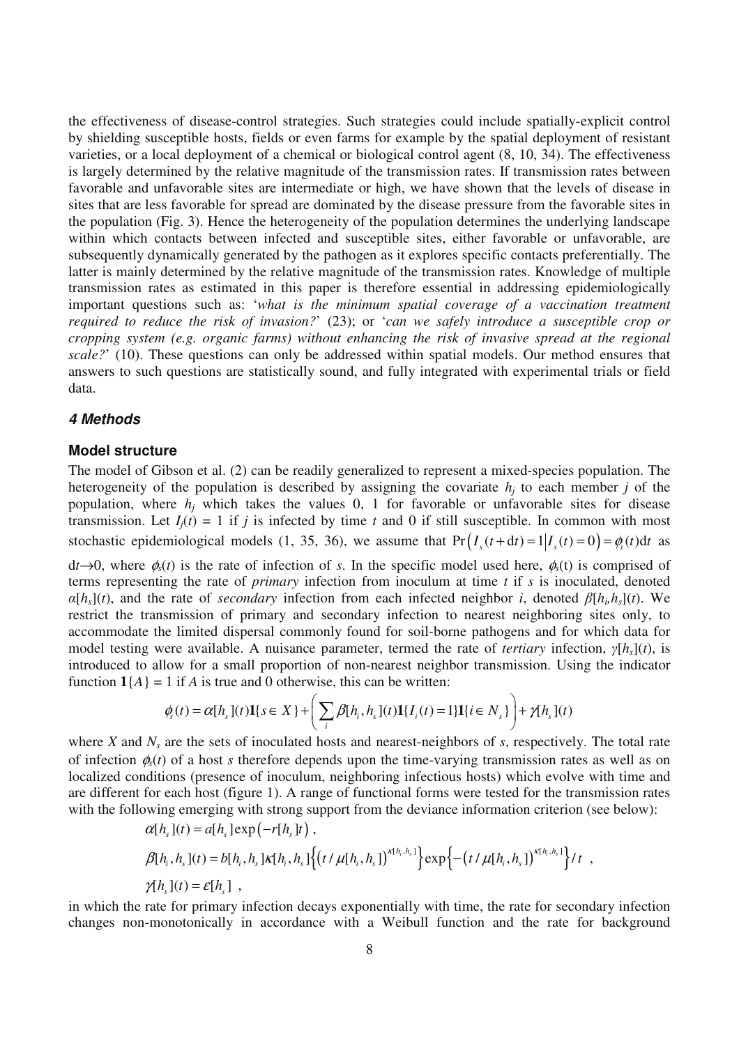the effectiveness of disease-control strategies. Such strategies could include spatially-explicit control by shielding susceptible hosts, fields or even farms for example by the spatial deployment of resistant varieties, or a local deployment of a chemical or biological control agent (8, 10, 34). The effectiveness is largely determined by the relative magnitude of the transmission rates. If transmission rates between favorable and unfavorable sites are intermediate or high, we have shown that the levels of disease in sites that are less favorable for spread are dominated by the disease pressure from the favorable sites in the population (Fig. 3). Hence the heterogeneity of the population determines the underlying landscape within which contacts between infected and susceptible sites, either favorable or unfavorable, are subsequently dynamically generated by the pathogen as it explores specific contacts preferentially. The latter is mainly determined by the relative magnitude of the transmission rates. Knowledge of multiple transmission rates as estimated in this paper is therefore essential in addressing epidemiologically important questions such as: '*what is the minimum spatial coverage of a vaccination treatment required to reduce the risk of invasion?*' (23); or '*can we safely introduce a susceptible crop or cropping system (e.g. organic farms) without enhancing the risk of invasive spread at the regional scale?*' (10). These questions can only be addressed within spatial models. Our method ensures that answers to such questions are statistically sound, and fully integrated with experimental trials or field data.

## 4 Methods

### Model structure

The model of Gibson et al. (2) can be readily generalized to represent a mixed-species population. The heterogeneity of the population is described by assigning the covariate $h_j$ to each member $j$ of the population, where $h_j$ which takes the values 0, 1 for favorable or unfavorable sites for disease transmission. Let $I_j(t) = 1$ if $j$ is infected by time $t$ and 0 if still susceptible. In common with most stochastic epidemiological models (1, 35, 36), we assume that $\Pr\left(I_s(t+\mathrm{d}t)=1 \middle| I_s(t)=0\right) = \phi_s(t)\mathrm{d}t$ as $\mathrm{d}t \to 0$, where $\phi_s(t)$ is the rate of infection of $s$. In the specific model used here, $\phi_s(t)$ is comprised of terms representing the rate of *primary* infection from inoculum at time $t$ if $s$ is inoculated, denoted $\alpha[h_s](t)$, and the rate of *secondary* infection from each infected neighbor $i$, denoted $\beta[h_i,h_s](t)$. We restrict the transmission of primary and secondary infection to nearest neighboring sites only, to accommodate the limited dispersal commonly found for soil-borne pathogens and for which data for model testing were available. A nuisance parameter, termed the rate of *tertiary* infection, $\gamma[h_s](t)$, is introduced to allow for a small proportion of non-nearest neighbor transmission. Using the indicator function $\mathbf{1}\{A\} = 1$ if $A$ is true and 0 otherwise, this can be written:

$$\phi_s(t) = \alpha[h_s](t)\mathbf{1}\{s \in X\} + \left(\sum_i \beta[h_i,h_s](t)\mathbf{1}\{I_i(t)=1\}\mathbf{1}\{i \in N_s\}\right) + \gamma[h_s](t)$$

where $X$ and $N_s$ are the sets of inoculated hosts and nearest-neighbors of $s$, respectively. The total rate of infection $\phi_s(t)$ of a host $s$ therefore depends upon the time-varying transmission rates as well as on localized conditions (presence of inoculum, neighboring infectious hosts) which evolve with time and are different for each host (figure 1). A range of functional forms were tested for the transmission rates with the following emerging with strong support from the deviance information criterion (see below):

$$\alpha[h_s](t) = a[h_s]\exp\left(-r[h_s]t\right),$$

$$\beta[h_i,h_s](t) = b[h_i,h_s]\kappa[h_i,h_s]\left\{\left(t/\mu[h_i,h_s]\right)^{\kappa[h_i,h_s]}\right\}\exp\left\{-\left(t/\mu[h_i,h_s]\right)^{\kappa[h_i,h_s]}\right\}/t ,$$

$$\gamma[h_s](t) = \varepsilon[h_s] ,$$

in which the rate for primary infection decays exponentially with time, the rate for secondary infection changes non-monotonically in accordance with a Weibull function and the rate for background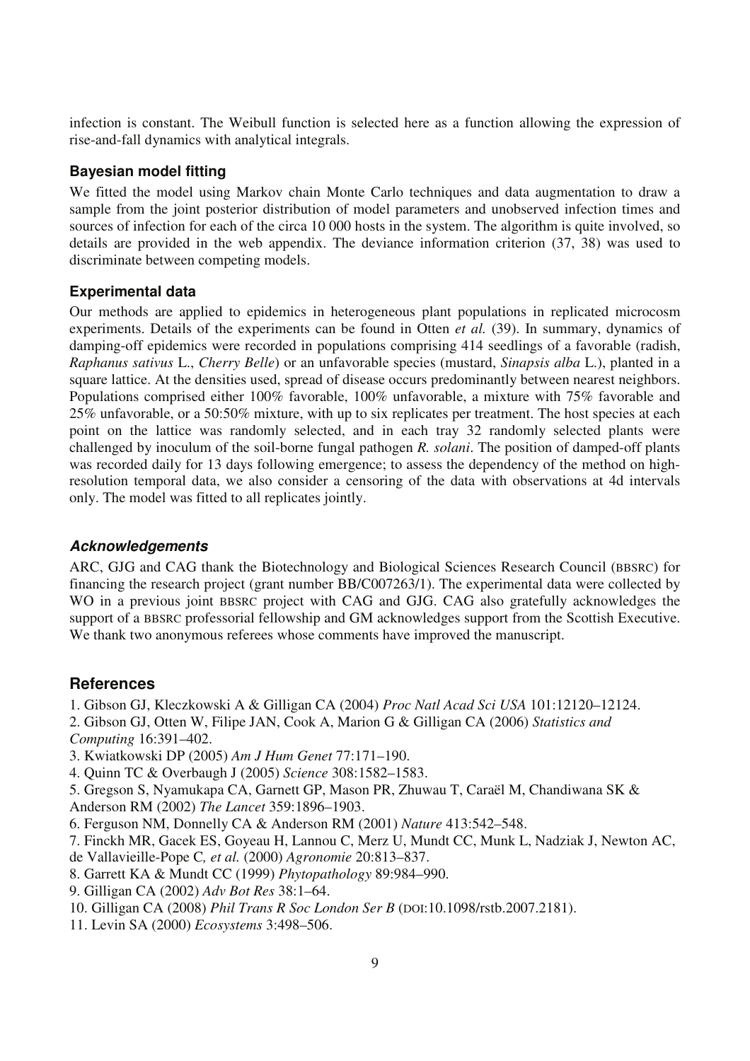infection is constant. The Weibull function is selected here as a function allowing the expression of rise-and-fall dynamics with analytical integrals.

### Bayesian model fitting

We fitted the model using Markov chain Monte Carlo techniques and data augmentation to draw a sample from the joint posterior distribution of model parameters and unobserved infection times and sources of infection for each of the circa 10 000 hosts in the system. The algorithm is quite involved, so details are provided in the web appendix. The deviance information criterion (37, 38) was used to discriminate between competing models.

### Experimental data

Our methods are applied to epidemics in heterogeneous plant populations in replicated microcosm experiments. Details of the experiments can be found in Otten *et al.* (39). In summary, dynamics of damping-off epidemics were recorded in populations comprising 414 seedlings of a favorable (radish, *Raphanus sativus* L., *Cherry Belle*) or an unfavorable species (mustard, *Sinapsis alba* L.), planted in a square lattice. At the densities used, spread of disease occurs predominantly between nearest neighbors. Populations comprised either 100% favorable, 100% unfavorable, a mixture with 75% favorable and 25% unfavorable, or a 50:50% mixture, with up to six replicates per treatment. The host species at each point on the lattice was randomly selected, and in each tray 32 randomly selected plants were challenged by inoculum of the soil-borne fungal pathogen *R. solani*. The position of damped-off plants was recorded daily for 13 days following emergence; to assess the dependency of the method on high-resolution temporal data, we also consider a censoring of the data with observations at 4d intervals only. The model was fitted to all replicates jointly.

### *Acknowledgements*

ARC, GJG and CAG thank the Biotechnology and Biological Sciences Research Council (BBSRC) for financing the research project (grant number BB/C007263/1). The experimental data were collected by WO in a previous joint BBSRC project with CAG and GJG. CAG also gratefully acknowledges the support of a BBSRC professorial fellowship and GM acknowledges support from the Scottish Executive. We thank two anonymous referees whose comments have improved the manuscript.

## References

1. Gibson GJ, Kleczkowski A & Gilligan CA (2004) *Proc Natl Acad Sci USA* 101:12120–12124.
2. Gibson GJ, Otten W, Filipe JAN, Cook A, Marion G & Gilligan CA (2006) *Statistics and Computing* 16:391–402.
3. Kwiatkowski DP (2005) *Am J Hum Genet* 77:171–190.
4. Quinn TC & Overbaugh J (2005) *Science* 308:1582–1583.
5. Gregson S, Nyamukapa CA, Garnett GP, Mason PR, Zhuwau T, Caraël M, Chandiwana SK & Anderson RM (2002) *The Lancet* 359:1896–1903.
6. Ferguson NM, Donnelly CA & Anderson RM (2001) *Nature* 413:542–548.
7. Finckh MR, Gacek ES, Goyeau H, Lannou C, Merz U, Mundt CC, Munk L, Nadziak J, Newton AC, de Vallavieille-Pope C*, et al.* (2000) *Agronomie* 20:813–837.
8. Garrett KA & Mundt CC (1999) *Phytopathology* 89:984–990.
9. Gilligan CA (2002) *Adv Bot Res* 38:1–64.
10. Gilligan CA (2008) *Phil Trans R Soc London Ser B* (DOI:10.1098/rstb.2007.2181).
11. Levin SA (2000) *Ecosystems* 3:498–506.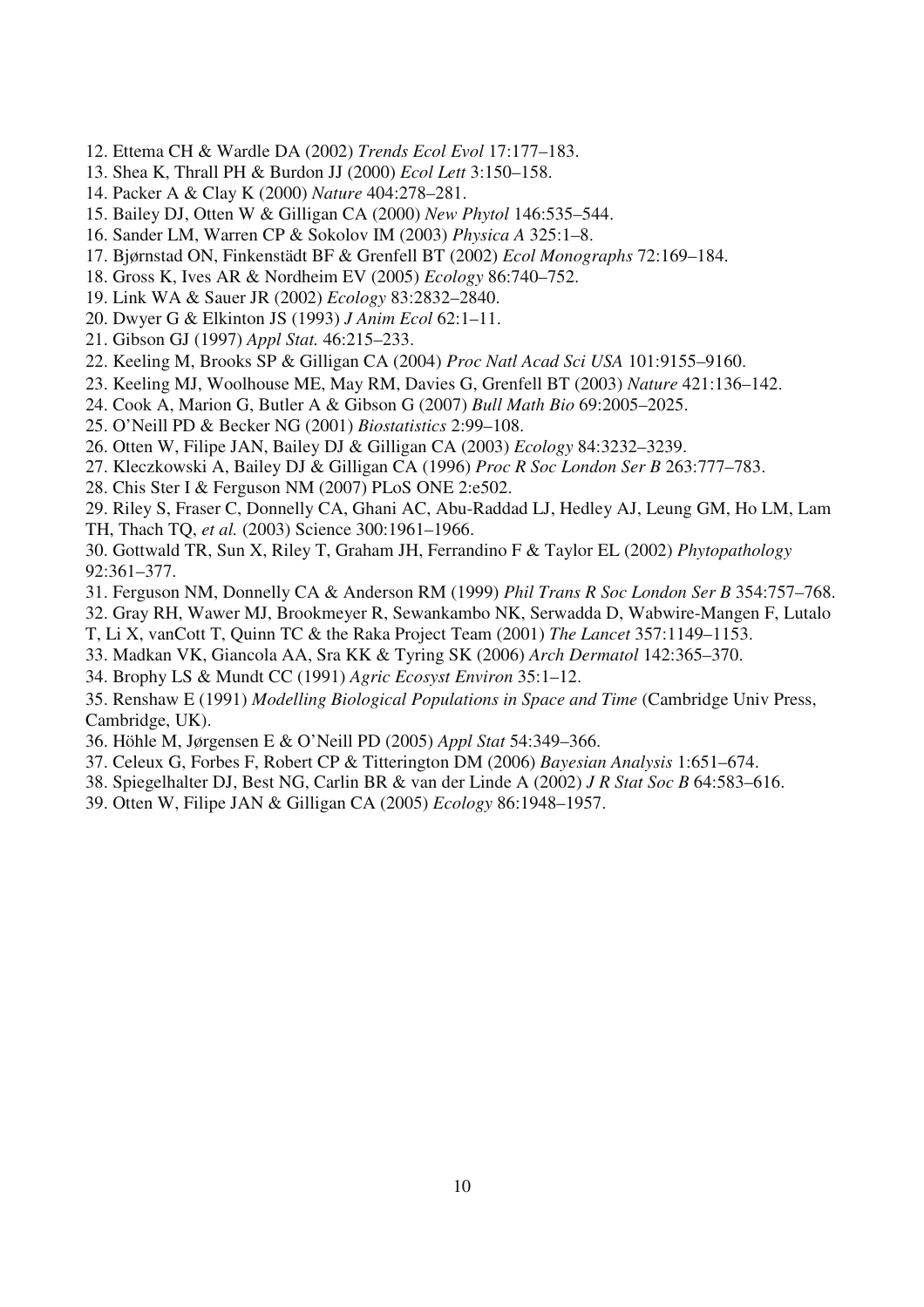12. Ettema CH & Wardle DA (2002) *Trends Ecol Evol* 17:177–183.
13. Shea K, Thrall PH & Burdon JJ (2000) *Ecol Lett* 3:150–158.
14. Packer A & Clay K (2000) *Nature* 404:278–281.
15. Bailey DJ, Otten W & Gilligan CA (2000) *New Phytol* 146:535–544.
16. Sander LM, Warren CP & Sokolov IM (2003) *Physica A* 325:1–8.
17. Bjørnstad ON, Finkenstädt BF & Grenfell BT (2002) *Ecol Monographs* 72:169–184.
18. Gross K, Ives AR & Nordheim EV (2005) *Ecology* 86:740–752.
19. Link WA & Sauer JR (2002) *Ecology* 83:2832–2840.
20. Dwyer G & Elkinton JS (1993) *J Anim Ecol* 62:1–11.
21. Gibson GJ (1997) *Appl Stat.* 46:215–233.
22. Keeling M, Brooks SP & Gilligan CA (2004) *Proc Natl Acad Sci USA* 101:9155–9160.
23. Keeling MJ, Woolhouse ME, May RM, Davies G, Grenfell BT (2003) *Nature* 421:136–142.
24. Cook A, Marion G, Butler A & Gibson G (2007) *Bull Math Bio* 69:2005–2025.
25. O'Neill PD & Becker NG (2001) *Biostatistics* 2:99–108.
26. Otten W, Filipe JAN, Bailey DJ & Gilligan CA (2003) *Ecology* 84:3232–3239.
27. Kleczkowski A, Bailey DJ & Gilligan CA (1996) *Proc R Soc London Ser B* 263:777–783.
28. Chis Ster I & Ferguson NM (2007) PLoS ONE 2:e502.
29. Riley S, Fraser C, Donnelly CA, Ghani AC, Abu-Raddad LJ, Hedley AJ, Leung GM, Ho LM, Lam TH, Thach TQ, *et al.* (2003) Science 300:1961–1966.
30. Gottwald TR, Sun X, Riley T, Graham JH, Ferrandino F & Taylor EL (2002) *Phytopathology* 92:361–377.
31. Ferguson NM, Donnelly CA & Anderson RM (1999) *Phil Trans R Soc London Ser B* 354:757–768.
32. Gray RH, Wawer MJ, Brookmeyer R, Sewankambo NK, Serwadda D, Wabwire-Mangen F, Lutalo T, Li X, vanCott T, Quinn TC & the Raka Project Team (2001) *The Lancet* 357:1149–1153.
33. Madkan VK, Giancola AA, Sra KK & Tyring SK (2006) *Arch Dermatol* 142:365–370.
34. Brophy LS & Mundt CC (1991) *Agric Ecosyst Environ* 35:1–12.
35. Renshaw E (1991) *Modelling Biological Populations in Space and Time* (Cambridge Univ Press, Cambridge, UK).
36. Höhle M, Jørgensen E & O'Neill PD (2005) *Appl Stat* 54:349–366.
37. Celeux G, Forbes F, Robert CP & Titterington DM (2006) *Bayesian Analysis* 1:651–674.
38. Spiegelhalter DJ, Best NG, Carlin BR & van der Linde A (2002) *J R Stat Soc B* 64:583–616.
39. Otten W, Filipe JAN & Gilligan CA (2005) *Ecology* 86:1948–1957.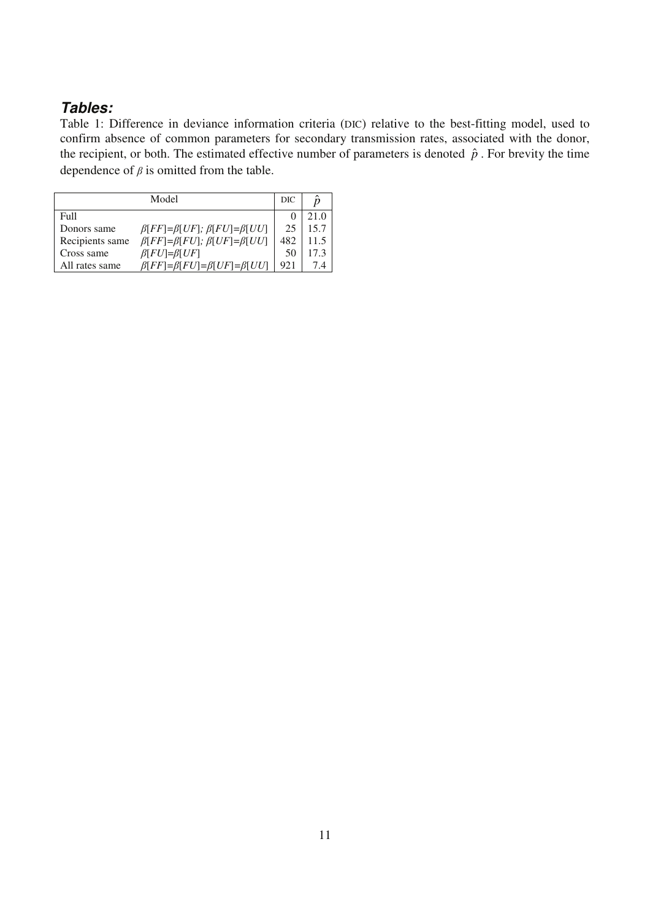## *Tables:*

Table 1: Difference in deviance information criteria (DIC) relative to the best-fitting model, used to confirm absence of common parameters for secondary transmission rates, associated with the donor, the recipient, or both. The estimated effective number of parameters is denoted $\hat{p}$. For brevity the time dependence of $\beta$ is omitted from the table.

| Model | | DIC | $\hat{p}$ |
|---|---|---|---|
| Full | | 0 | 21.0 |
| Donors same | $\beta[FF]=\beta[UF]$; $\beta[FU]=\beta[UU]$ | 25 | 15.7 |
| Recipients same | $\beta[FF]=\beta[FU]$; $\beta[UF]=\beta[UU]$ | 482 | 11.5 |
| Cross same | $\beta[FU]=\beta[UF]$ | 50 | 17.3 |
| All rates same | $\beta[FF]=\beta[FU]=\beta[UF]=\beta[UU]$ | 921 | 7.4 |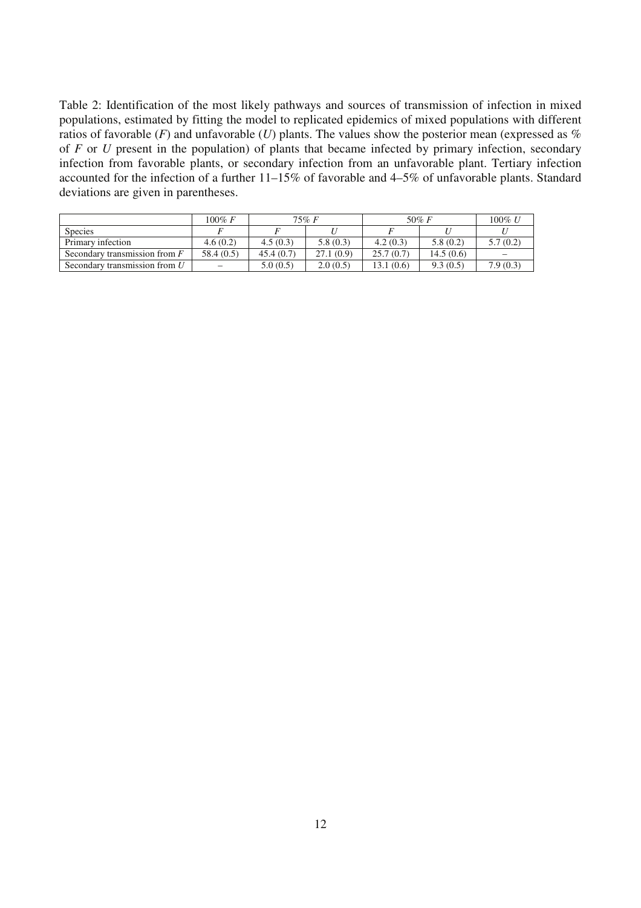Table 2: Identification of the most likely pathways and sources of transmission of infection in mixed populations, estimated by fitting the model to replicated epidemics of mixed populations with different ratios of favorable ($F$) and unfavorable ($U$) plants. The values show the posterior mean (expressed as % of $F$ or $U$ present in the population) of plants that became infected by primary infection, secondary infection from favorable plants, or secondary infection from an unfavorable plant. Tertiary infection accounted for the infection of a further 11–15% of favorable and 4–5% of unfavorable plants. Standard deviations are given in parentheses.

| | 100% $F$ | 75% $F$ | | 50% $F$ | | 100% $U$ |
|---|---|---|---|---|---|---|
| Species | $F$ | $F$ | $U$ | $F$ | $U$ | $U$ |
| Primary infection | 4.6 (0.2) | 4.5 (0.3) | 5.8 (0.3) | 4.2 (0.3) | 5.8 (0.2) | 5.7 (0.2) |
| Secondary transmission from $F$ | 58.4 (0.5) | 45.4 (0.7) | 27.1 (0.9) | 25.7 (0.7) | 14.5 (0.6) | – |
| Secondary transmission from $U$ | – | 5.0 (0.5) | 2.0 (0.5) | 13.1 (0.6) | 9.3 (0.5) | 7.9 (0.3) |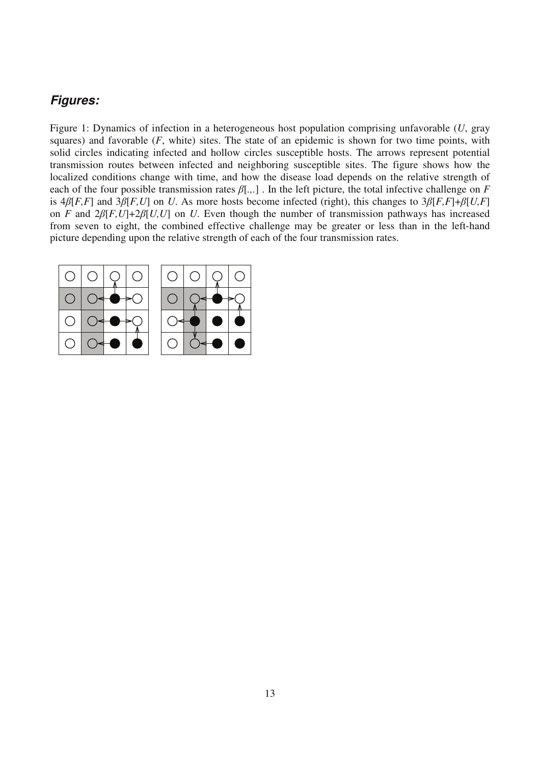## *Figures:*

Figure 1: Dynamics of infection in a heterogeneous host population comprising unfavorable (*U*, gray squares) and favorable (*F*, white) sites. The state of an epidemic is shown for two time points, with solid circles indicating infected and hollow circles susceptible hosts. The arrows represent potential transmission routes between infected and neighboring susceptible sites. The figure shows how the localized conditions change with time, and how the disease load depends on the relative strength of each of the four possible transmission rates $\beta[.,.]$ . In the left picture, the total infective challenge on *F* is $4\beta[F,F]$ and $3\beta[F,U]$ on *U*. As more hosts become infected (right), this changes to $3\beta[F,F]+\beta[U,F]$ on *F* and $2\beta[F,U]+2\beta[U,U]$ on *U*. Even though the number of transmission pathways has increased from seven to eight, the combined effective challenge may be greater or less than in the left-hand picture depending upon the relative strength of each of the four transmission rates.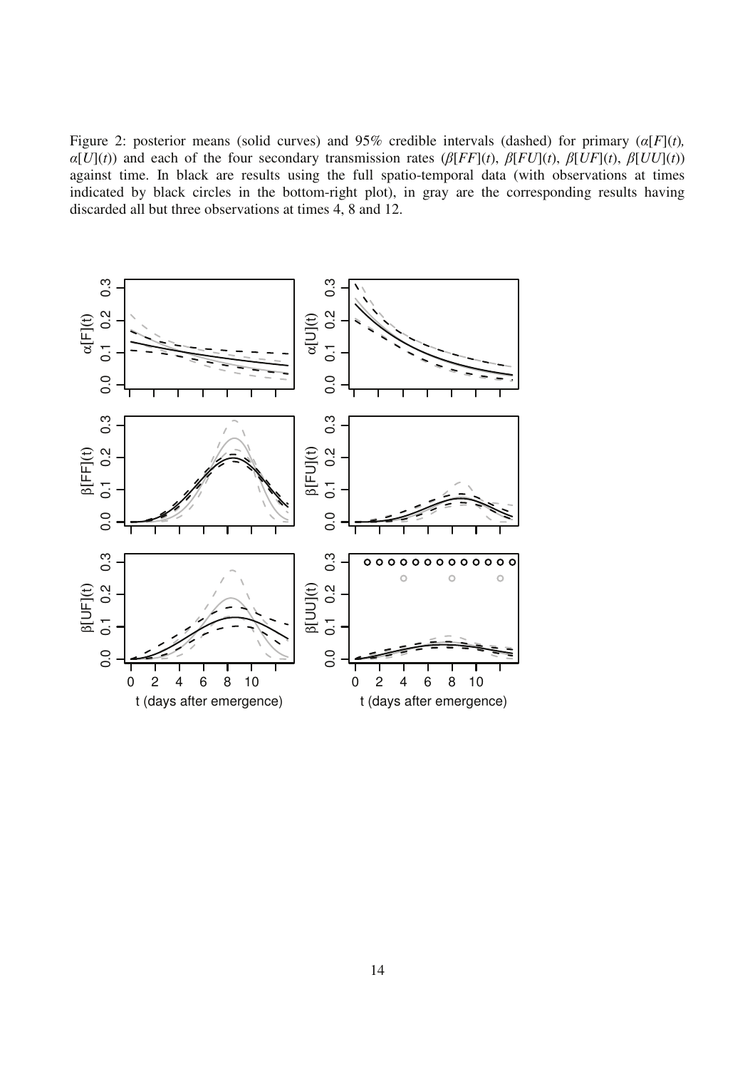Figure 2: posterior means (solid curves) and 95% credible intervals (dashed) for primary ($\alpha[F](t)$, $\alpha[U](t)$) and each of the four secondary transmission rates ($\beta[FF](t)$, $\beta[FU](t)$, $\beta[UF](t)$, $\beta[UU](t)$) against time. In black are results using the full spatio-temporal data (with observations at times indicated by black circles in the bottom-right plot), in gray are the corresponding results having discarded all but three observations at times 4, 8 and 12.

α[F](t)
α[U](t)
β[FF](t)
β[FU](t)
β[UF](t)
β[UU](t)
0.0 0.1 0.2 0.3
0 2 4 6 8 10
t (days after emergence)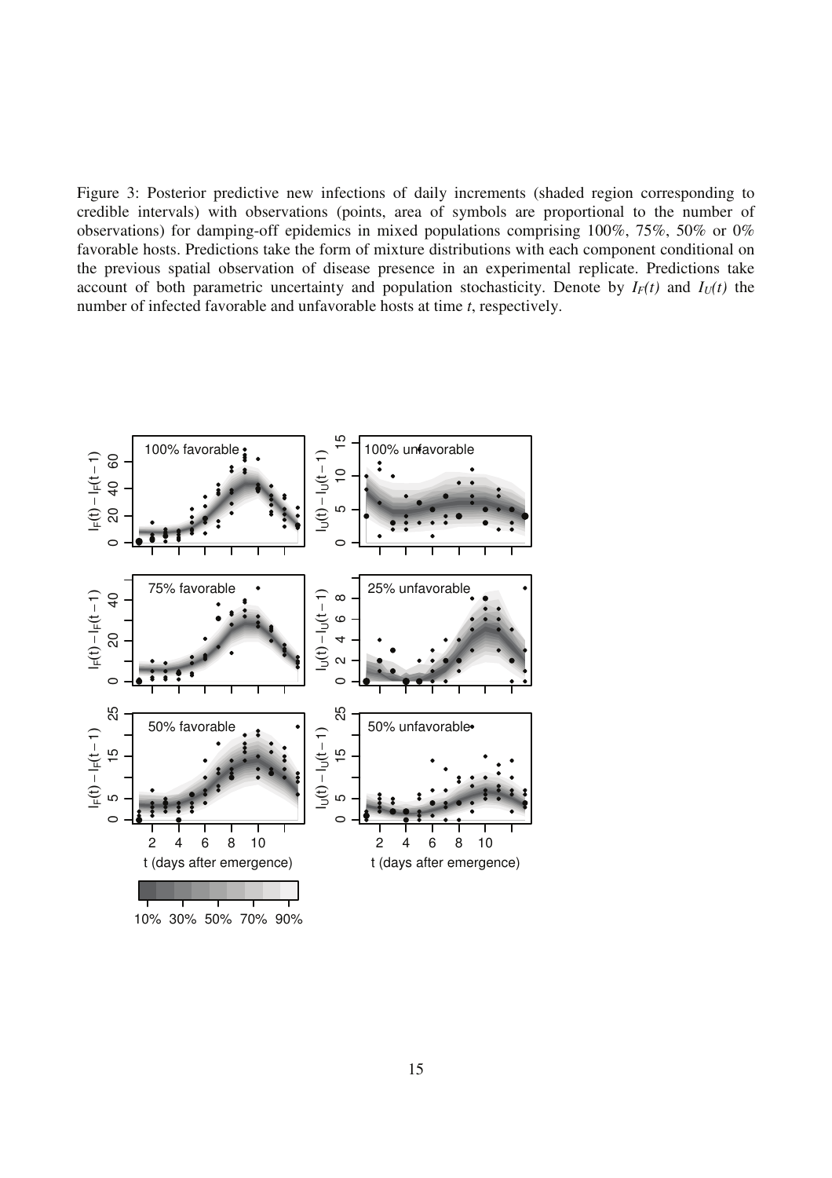Figure 3: Posterior predictive new infections of daily increments (shaded region corresponding to credible intervals) with observations (points, area of symbols are proportional to the number of observations) for damping-off epidemics in mixed populations comprising 100%, 75%, 50% or 0% favorable hosts. Predictions take the form of mixture distributions with each component conditional on the previous spatial observation of disease presence in an experimental replicate. Predictions take account of both parametric uncertainty and population stochasticity. Denote by $I_F(t)$ and $I_U(t)$ the number of infected favorable and unfavorable hosts at time $t$, respectively.

100% favorable

$I_F(t) - I_F(t-1)$

0 20 40 60

100% unfavorable

$I_U(t) - I_U(t-1)$

0 5 10 15

75% favorable

$I_F(t) - I_F(t-1)$

0 20 40

25% unfavorable

$I_U(t) - I_U(t-1)$

0 2 4 6 8

50% favorable

$I_F(t) - I_F(t-1)$

0 5 15 25

50% unfavorable

$I_U(t) - I_U(t-1)$

0 5 15 25

2 4 6 8 10

t (days after emergence)

2 4 6 8 10

t (days after emergence)

10% 30% 50% 70% 90%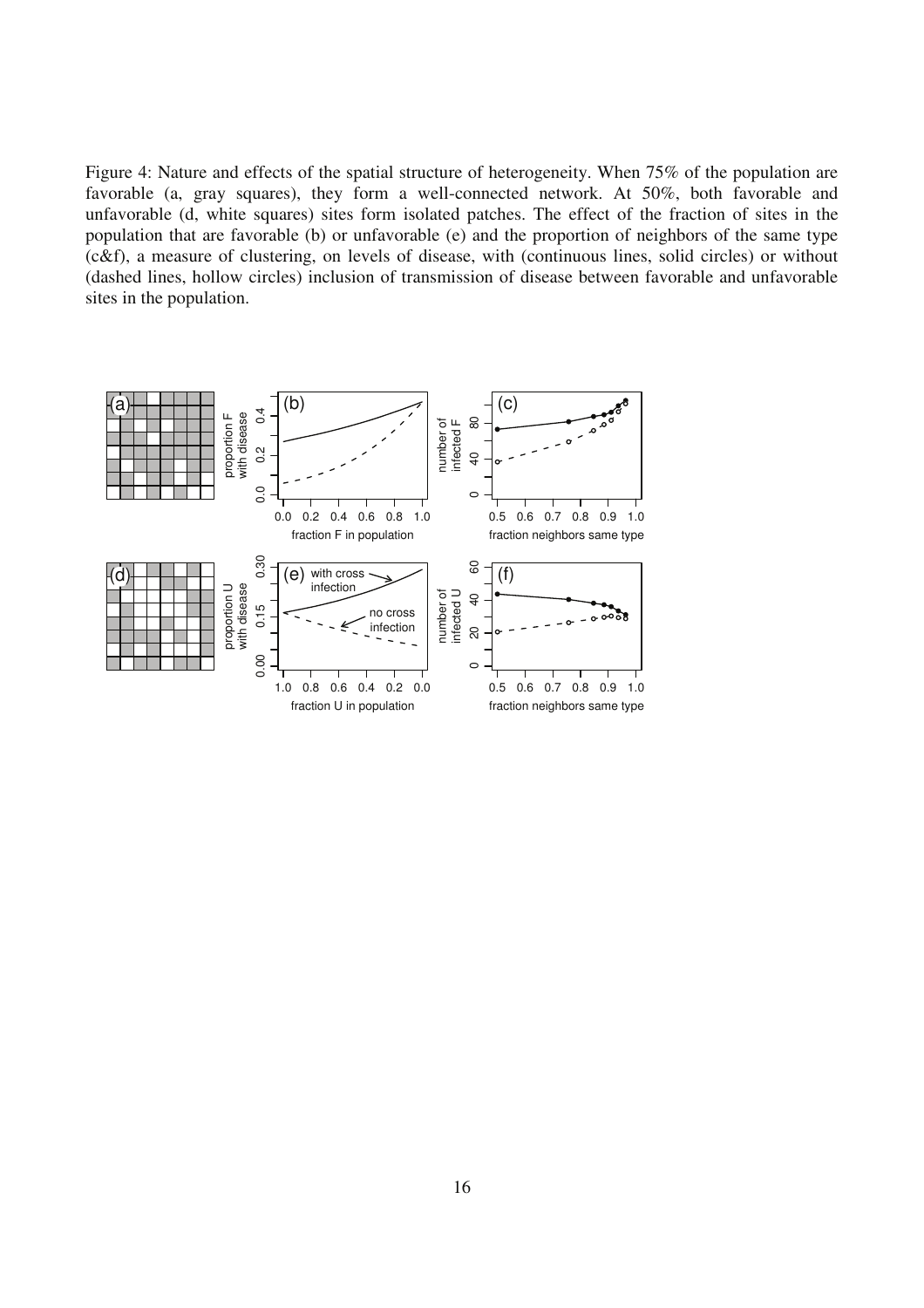Figure 4: Nature and effects of the spatial structure of heterogeneity. When 75% of the population are favorable (a, gray squares), they form a well-connected network. At 50%, both favorable and unfavorable (d, white squares) sites form isolated patches. The effect of the fraction of sites in the population that are favorable (b) or unfavorable (e) and the proportion of neighbors of the same type (c&f), a measure of clustering, on levels of disease, with (continuous lines, solid circles) or without (dashed lines, hollow circles) inclusion of transmission of disease between favorable and unfavorable sites in the population.

(a)

(b)
proportion F with disease
0.0
0.2
0.4
0.0 0.2 0.4 0.6 0.8 1.0
fraction F in population

(c)
number of infected F
0
40
80
0.5 0.6 0.7 0.8 0.9 1.0
fraction neighbors same type

(d)

(e)
proportion U with disease
0.00
0.15
0.30
with cross infection
no cross infection
1.0 0.8 0.6 0.4 0.2 0.0
fraction U in population

(f)
number of infected U
0
20
40
60
0.5 0.6 0.7 0.8 0.9 1.0
fraction neighbors same type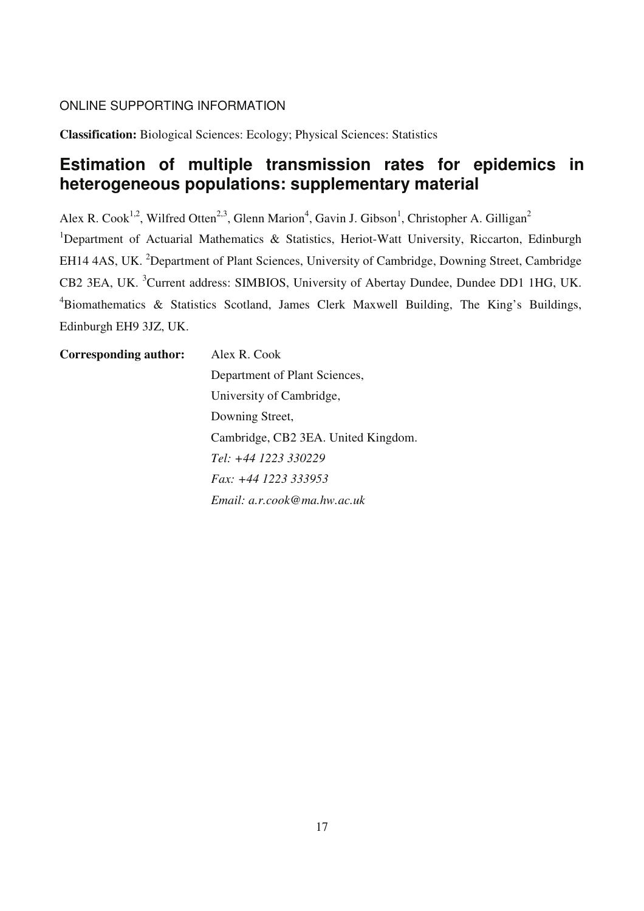ONLINE SUPPORTING INFORMATION

**Classification:** Biological Sciences: Ecology; Physical Sciences: Statistics

# Estimation of multiple transmission rates for epidemics in heterogeneous populations: supplementary material

Alex R. Cook[1,2], Wilfred Otten[2,3], Glenn Marion[4], Gavin J. Gibson[1], Christopher A. Gilligan[2]

[1]Department of Actuarial Mathematics & Statistics, Heriot-Watt University, Riccarton, Edinburgh EH14 4AS, UK. [2]Department of Plant Sciences, University of Cambridge, Downing Street, Cambridge CB2 3EA, UK. [3]Current address: SIMBIOS, University of Abertay Dundee, Dundee DD1 1HG, UK. [4]Biomathematics & Statistics Scotland, James Clerk Maxwell Building, The King's Buildings, Edinburgh EH9 3JZ, UK.

**Corresponding author:** Alex R. Cook
Department of Plant Sciences,
University of Cambridge,
Downing Street,
Cambridge, CB2 3EA. United Kingdom.
*Tel: +44 1223 330229*
*Fax: +44 1223 333953*
*Email: a.r.cook@ma.hw.ac.uk*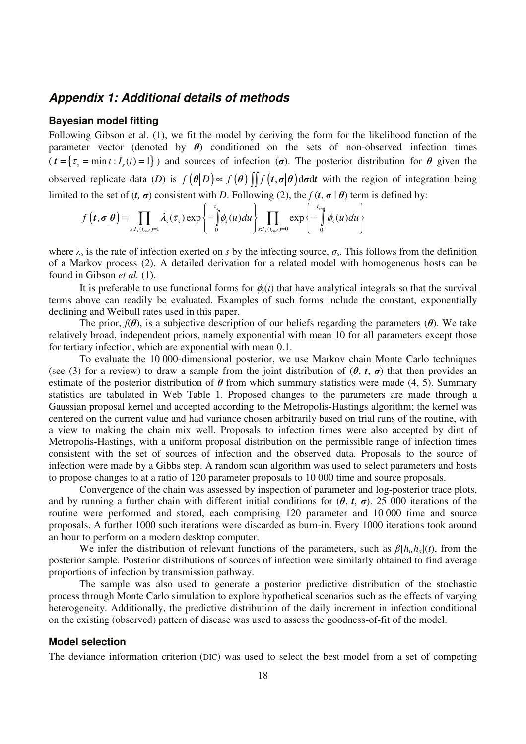## *Appendix 1: Additional details of methods*

### Bayesian model fitting

Following Gibson et al. (1), we fit the model by deriving the form for the likelihood function of the parameter vector (denoted by $\boldsymbol{\theta}$) conditioned on the sets of non-observed infection times ($\boldsymbol{t} = \{\tau_s = \min t : I_s(t) = 1\}$) and sources of infection ($\boldsymbol{\sigma}$). The posterior distribution for $\boldsymbol{\theta}$ given the observed replicate data ($D$) is $f(\boldsymbol{\theta}|D) \propto f(\boldsymbol{\theta}) \iint f(\boldsymbol{t}, \boldsymbol{\sigma}|\boldsymbol{\theta}) \mathrm{d}\boldsymbol{\sigma}\mathrm{d}\boldsymbol{t}$ with the region of integration being limited to the set of ($\boldsymbol{t}$, $\boldsymbol{\sigma}$) consistent with $D$. Following (2), the $f(\boldsymbol{t}, \boldsymbol{\sigma} \mid \boldsymbol{\theta})$ term is defined by:

$$f(\boldsymbol{t}, \boldsymbol{\sigma}|\boldsymbol{\theta}) = \prod_{s:I_s(t_{end})=1} \lambda_s(\tau_s) \exp\left\{-\int_0^{\tau_s} \phi_s(u)du\right\} \prod_{s:I_s(t_{end})=0} \exp\left\{-\int_0^{t_{end}} \phi_s(u)du\right\}$$

where $\lambda_s$ is the rate of infection exerted on $s$ by the infecting source, $\sigma_s$. This follows from the definition of a Markov process (2). A detailed derivation for a related model with homogeneous hosts can be found in Gibson *et al.* (1).

It is preferable to use functional forms for $\phi_s(t)$ that have analytical integrals so that the survival terms above can readily be evaluated. Examples of such forms include the constant, exponentially declining and Weibull rates used in this paper.

The prior, $f(\boldsymbol{\theta})$, is a subjective description of our beliefs regarding the parameters ($\boldsymbol{\theta}$). We take relatively broad, independent priors, namely exponential with mean 10 for all parameters except those for tertiary infection, which are exponential with mean 0.1.

To evaluate the 10 000-dimensional posterior, we use Markov chain Monte Carlo techniques (see (3) for a review) to draw a sample from the joint distribution of ($\boldsymbol{\theta}$, $\boldsymbol{t}$, $\boldsymbol{\sigma}$) that then provides an estimate of the posterior distribution of $\boldsymbol{\theta}$ from which summary statistics were made (4, 5). Summary statistics are tabulated in Web Table 1. Proposed changes to the parameters are made through a Gaussian proposal kernel and accepted according to the Metropolis-Hastings algorithm; the kernel was centered on the current value and had variance chosen arbitrarily based on trial runs of the routine, with a view to making the chain mix well. Proposals to infection times were also accepted by dint of Metropolis-Hastings, with a uniform proposal distribution on the permissible range of infection times consistent with the set of sources of infection and the observed data. Proposals to the source of infection were made by a Gibbs step. A random scan algorithm was used to select parameters and hosts to propose changes to at a ratio of 120 parameter proposals to 10 000 time and source proposals.

Convergence of the chain was assessed by inspection of parameter and log-posterior trace plots, and by running a further chain with different initial conditions for ($\boldsymbol{\theta}$, $\boldsymbol{t}$, $\boldsymbol{\sigma}$). 25 000 iterations of the routine were performed and stored, each comprising 120 parameter and 10 000 time and source proposals. A further 1000 such iterations were discarded as burn-in. Every 1000 iterations took around an hour to perform on a modern desktop computer.

We infer the distribution of relevant functions of the parameters, such as $\beta[h_i,h_s](t)$, from the posterior sample. Posterior distributions of sources of infection were similarly obtained to find average proportions of infection by transmission pathway.

The sample was also used to generate a posterior predictive distribution of the stochastic process through Monte Carlo simulation to explore hypothetical scenarios such as the effects of varying heterogeneity. Additionally, the predictive distribution of the daily increment in infection conditional on the existing (observed) pattern of disease was used to assess the goodness-of-fit of the model.

### Model selection

The deviance information criterion (DIC) was used to select the best model from a set of competing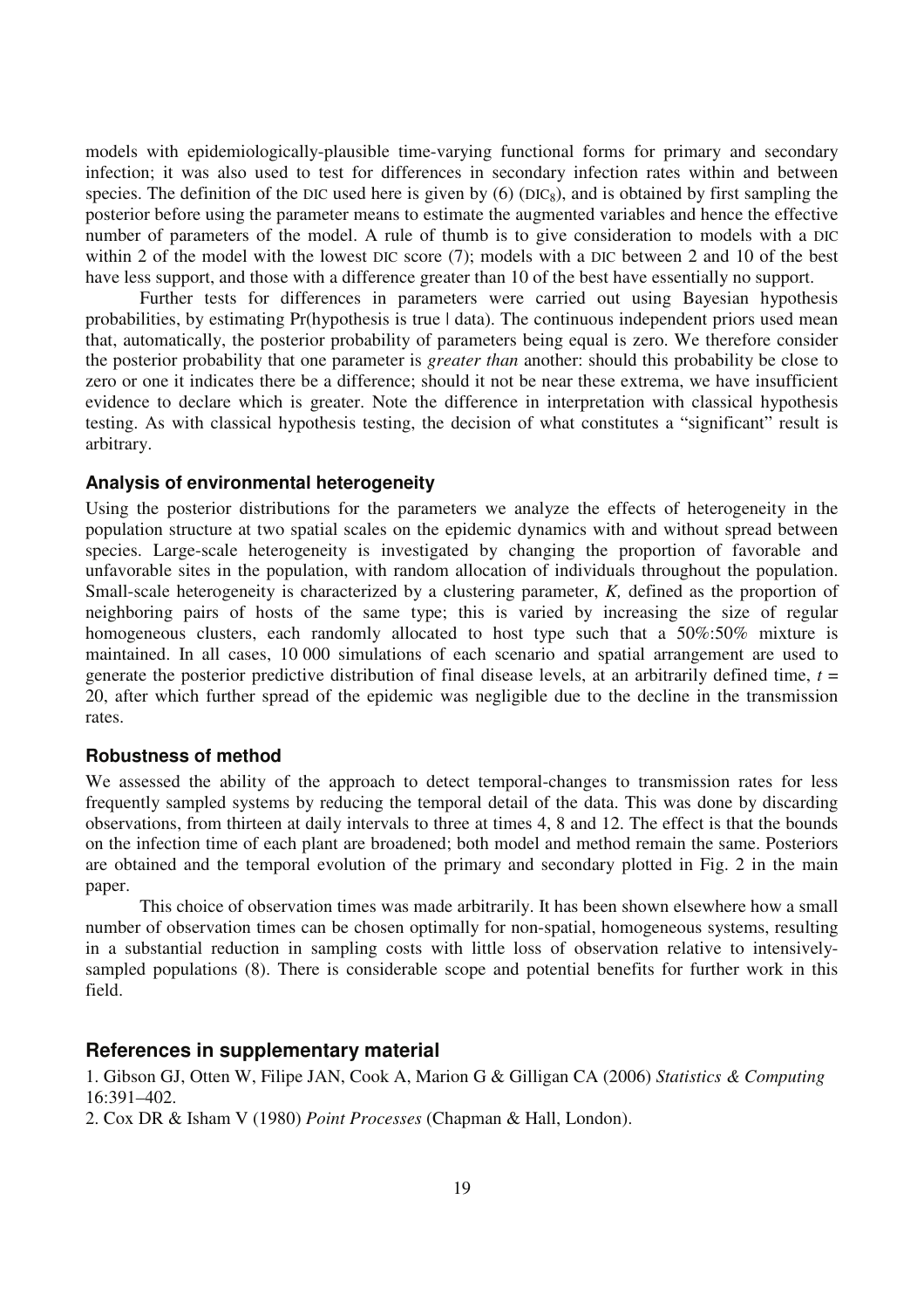models with epidemiologically-plausible time-varying functional forms for primary and secondary infection; it was also used to test for differences in secondary infection rates within and between species. The definition of the DIC used here is given by (6) ($\text{DIC}_8$), and is obtained by first sampling the posterior before using the parameter means to estimate the augmented variables and hence the effective number of parameters of the model. A rule of thumb is to give consideration to models with a DIC within 2 of the model with the lowest DIC score (7); models with a DIC between 2 and 10 of the best have less support, and those with a difference greater than 10 of the best have essentially no support.

Further tests for differences in parameters were carried out using Bayesian hypothesis probabilities, by estimating Pr(hypothesis is true | data). The continuous independent priors used mean that, automatically, the posterior probability of parameters being equal is zero. We therefore consider the posterior probability that one parameter is *greater than* another: should this probability be close to zero or one it indicates there be a difference; should it not be near these extrema, we have insufficient evidence to declare which is greater. Note the difference in interpretation with classical hypothesis testing. As with classical hypothesis testing, the decision of what constitutes a "significant" result is arbitrary.

### Analysis of environmental heterogeneity

Using the posterior distributions for the parameters we analyze the effects of heterogeneity in the population structure at two spatial scales on the epidemic dynamics with and without spread between species. Large-scale heterogeneity is investigated by changing the proportion of favorable and unfavorable sites in the population, with random allocation of individuals throughout the population. Small-scale heterogeneity is characterized by a clustering parameter, $K$, defined as the proportion of neighboring pairs of hosts of the same type; this is varied by increasing the size of regular homogeneous clusters, each randomly allocated to host type such that a 50%:50% mixture is maintained. In all cases, 10 000 simulations of each scenario and spatial arrangement are used to generate the posterior predictive distribution of final disease levels, at an arbitrarily defined time, $t = 20$, after which further spread of the epidemic was negligible due to the decline in the transmission rates.

### Robustness of method

We assessed the ability of the approach to detect temporal-changes to transmission rates for less frequently sampled systems by reducing the temporal detail of the data. This was done by discarding observations, from thirteen at daily intervals to three at times 4, 8 and 12. The effect is that the bounds on the infection time of each plant are broadened; both model and method remain the same. Posteriors are obtained and the temporal evolution of the primary and secondary plotted in Fig. 2 in the main paper.

This choice of observation times was made arbitrarily. It has been shown elsewhere how a small number of observation times can be chosen optimally for non-spatial, homogeneous systems, resulting in a substantial reduction in sampling costs with little loss of observation relative to intensively-sampled populations (8). There is considerable scope and potential benefits for further work in this field.

## References in supplementary material

1. Gibson GJ, Otten W, Filipe JAN, Cook A, Marion G & Gilligan CA (2006) *Statistics & Computing* 16:391–402.
2. Cox DR & Isham V (1980) *Point Processes* (Chapman & Hall, London).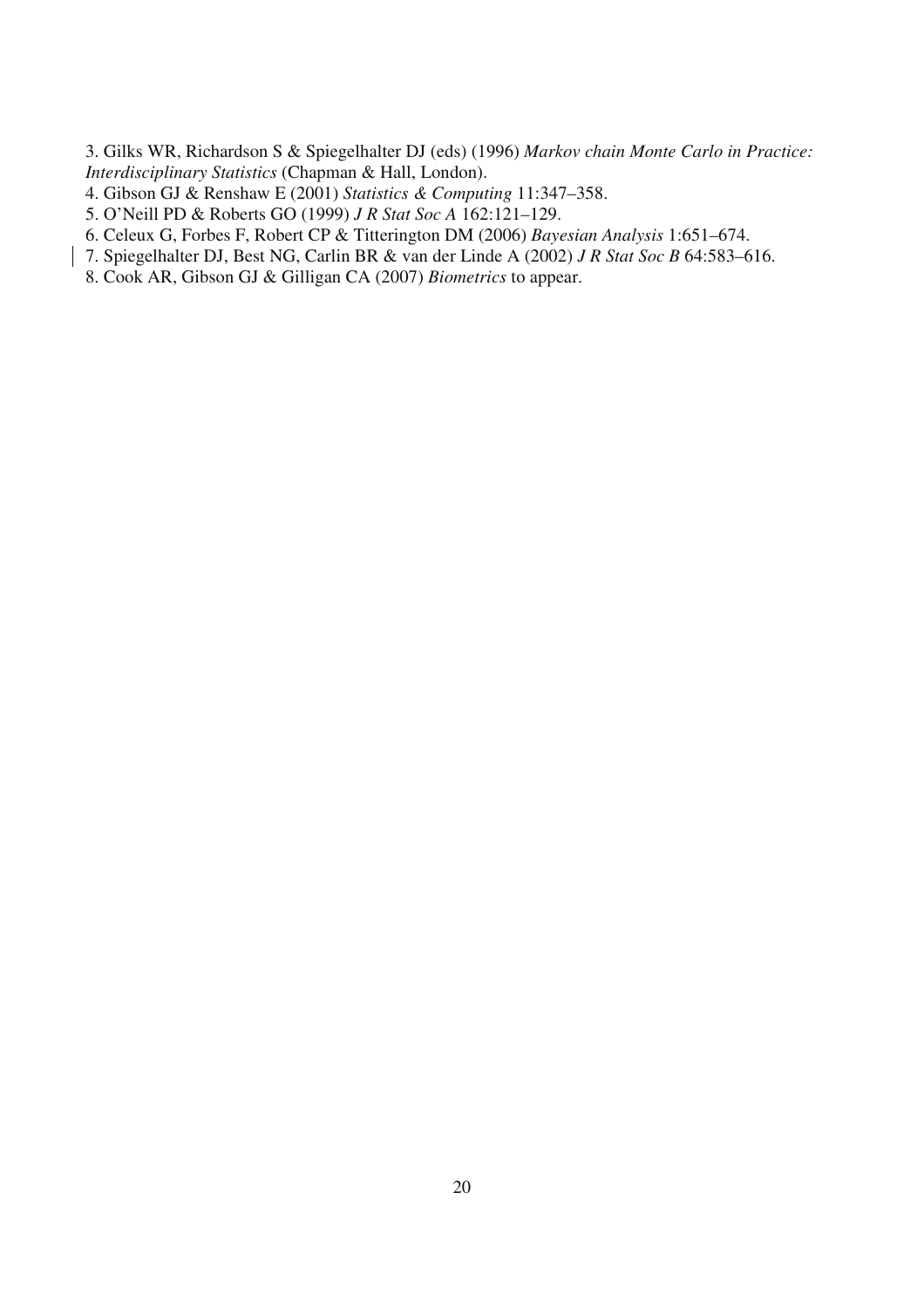3. Gilks WR, Richardson S & Spiegelhalter DJ (eds) (1996) *Markov chain Monte Carlo in Practice: Interdisciplinary Statistics* (Chapman & Hall, London).

4. Gibson GJ & Renshaw E (2001) *Statistics & Computing* 11:347–358.

5. O'Neill PD & Roberts GO (1999) *J R Stat Soc A* 162:121–129.

6. Celeux G, Forbes F, Robert CP & Titterington DM (2006) *Bayesian Analysis* 1:651–674.

7. Spiegelhalter DJ, Best NG, Carlin BR & van der Linde A (2002) *J R Stat Soc B* 64:583–616.

8. Cook AR, Gibson GJ & Gilligan CA (2007) *Biometrics* to appear.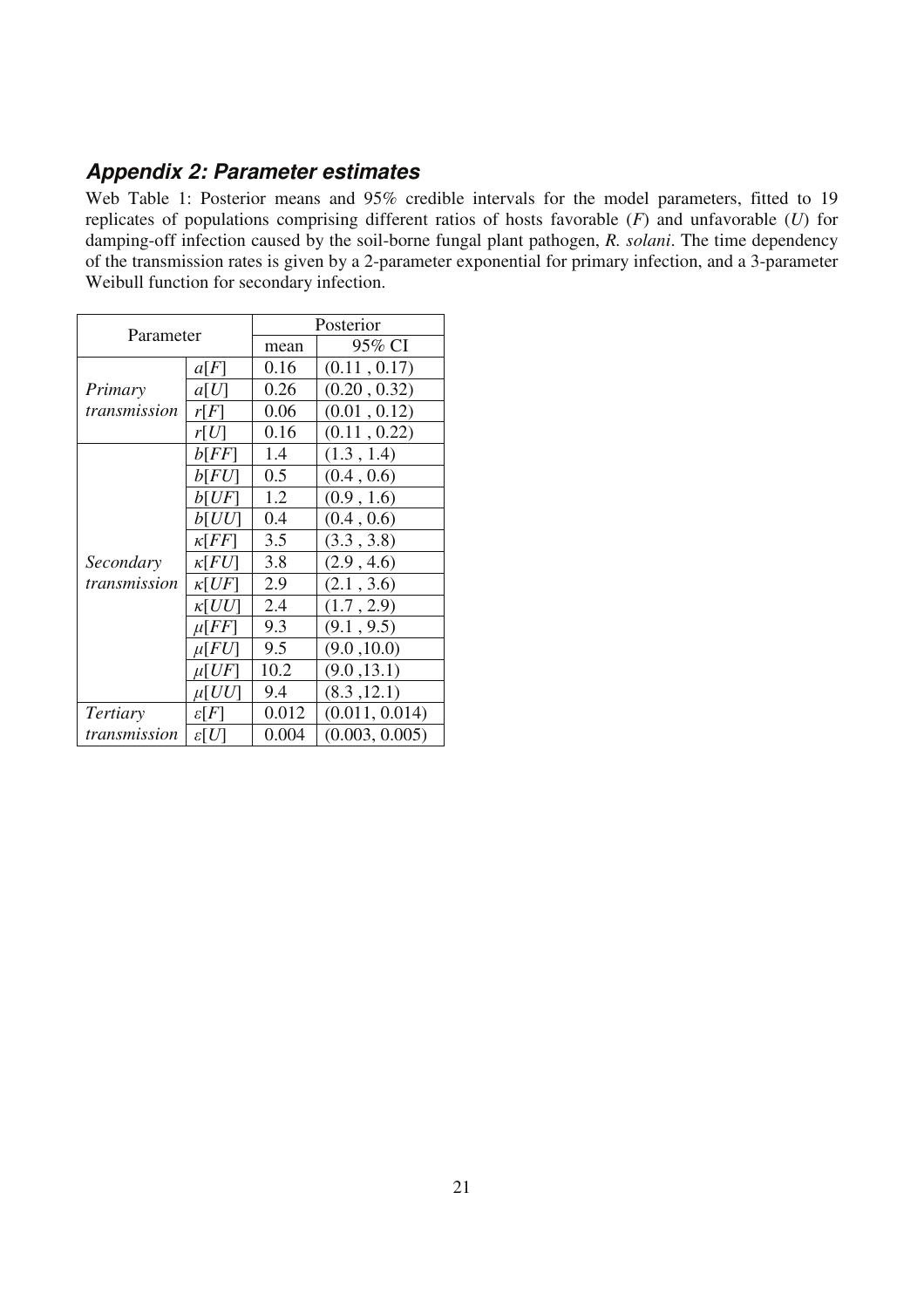## *Appendix 2: Parameter estimates*

Web Table 1: Posterior means and 95% credible intervals for the model parameters, fitted to 19 replicates of populations comprising different ratios of hosts favorable (*F*) and unfavorable (*U*) for damping-off infection caused by the soil-borne fungal plant pathogen, *R. solani*. The time dependency of the transmission rates is given by a 2-parameter exponential for primary infection, and a 3-parameter Weibull function for secondary infection.

| Parameter | | Posterior | |
|---|---|---|---|
| | | mean | 95% CI |
| *Primary transmission* | $a[F]$ | 0.16 | (0.11 , 0.17) |
| | $a[U]$ | 0.26 | (0.20 , 0.32) |
| | $r[F]$ | 0.06 | (0.01 , 0.12) |
| | $r[U]$ | 0.16 | (0.11 , 0.22) |
| *Secondary transmission* | $b[FF]$ | 1.4 | (1.3 , 1.4) |
| | $b[FU]$ | 0.5 | (0.4 , 0.6) |
| | $b[UF]$ | 1.2 | (0.9 , 1.6) |
| | $b[UU]$ | 0.4 | (0.4 , 0.6) |
| | $\kappa[FF]$ | 3.5 | (3.3 , 3.8) |
| | $\kappa[FU]$ | 3.8 | (2.9 , 4.6) |
| | $\kappa[UF]$ | 2.9 | (2.1 , 3.6) |
| | $\kappa[UU]$ | 2.4 | (1.7 , 2.9) |
| | $\mu[FF]$ | 9.3 | (9.1 , 9.5) |
| | $\mu[FU]$ | 9.5 | (9.0 ,10.0) |
| | $\mu[UF]$ | 10.2 | (9.0 ,13.1) |
| | $\mu[UU]$ | 9.4 | (8.3 ,12.1) |
| *Tertiary transmission* | $\varepsilon[F]$ | 0.012 | (0.011, 0.014) |
| | $\varepsilon[U]$ | 0.004 | (0.003, 0.005) |